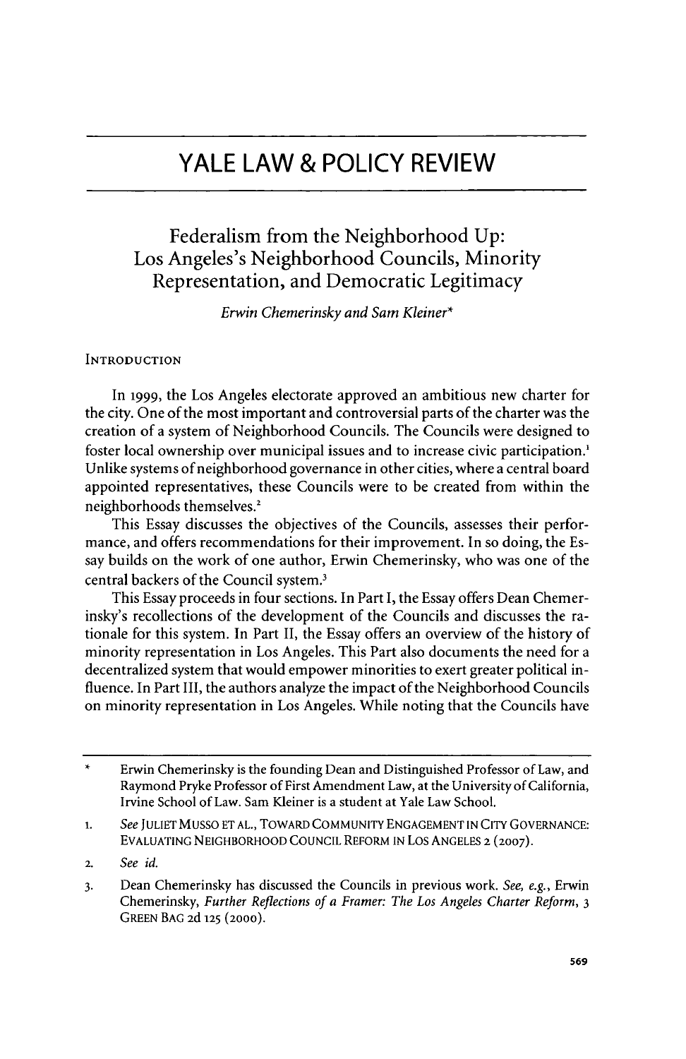# YALE LAW & POLICY REVIEW

## Federalism from the Neighborhood Up: Los Angeles's Neighborhood Councils, Minority Representation, and Democratic Legitimacy

*Erwin Chemerinsky and Sam Kleiner**

### INTRODUCTION

In 1999, the Los Angeles electorate approved an ambitious new charter for the city. One of the most important and controversial parts of the charter was the creation of a system of Neighborhood Councils. The Councils were designed to foster local ownership over municipal issues and to increase civic participation.[1] Unlike systems of neighborhood governance in other cities, where a central board appointed representatives, these Councils were to be created from within the neighborhoods themselves.[2]

This Essay discusses the objectives of the Councils, assesses their performance, and offers recommendations for their improvement. In so doing, the Essay builds on the work of one author, Erwin Chemerinsky, who was one of the central backers of the Council system.[3]

This Essay proceeds in four sections. In Part I, the Essay offers Dean Chemerinsky's recollections of the development of the Councils and discusses the rationale for this system. In Part II, the Essay offers an overview of the history of minority representation in Los Angeles. This Part also documents the need for a decentralized system that would empower minorities to exert greater political influence. In Part III, the authors analyze the impact of the Neighborhood Councils on minority representation in Los Angeles. While noting that the Councils have

---

\* Erwin Chemerinsky is the founding Dean and Distinguished Professor of Law, and Raymond Pryke Professor of First Amendment Law, at the University of California, Irvine School of Law. Sam Kleiner is a student at Yale Law School.

1. *See* JULIET MUSSO ET AL., TOWARD COMMUNITY ENGAGEMENT IN CITY GOVERNANCE: EVALUATING NEIGHBORHOOD COUNCIL REFORM IN LOS ANGELES 2 (2007).

2. *See id.*

3. Dean Chemerinsky has discussed the Councils in previous work. *See, e.g.*, Erwin Chemerinsky, *Further Reflections of a Framer: The Los Angeles Charter Reform*, 3 GREEN BAG 2d 125 (2000).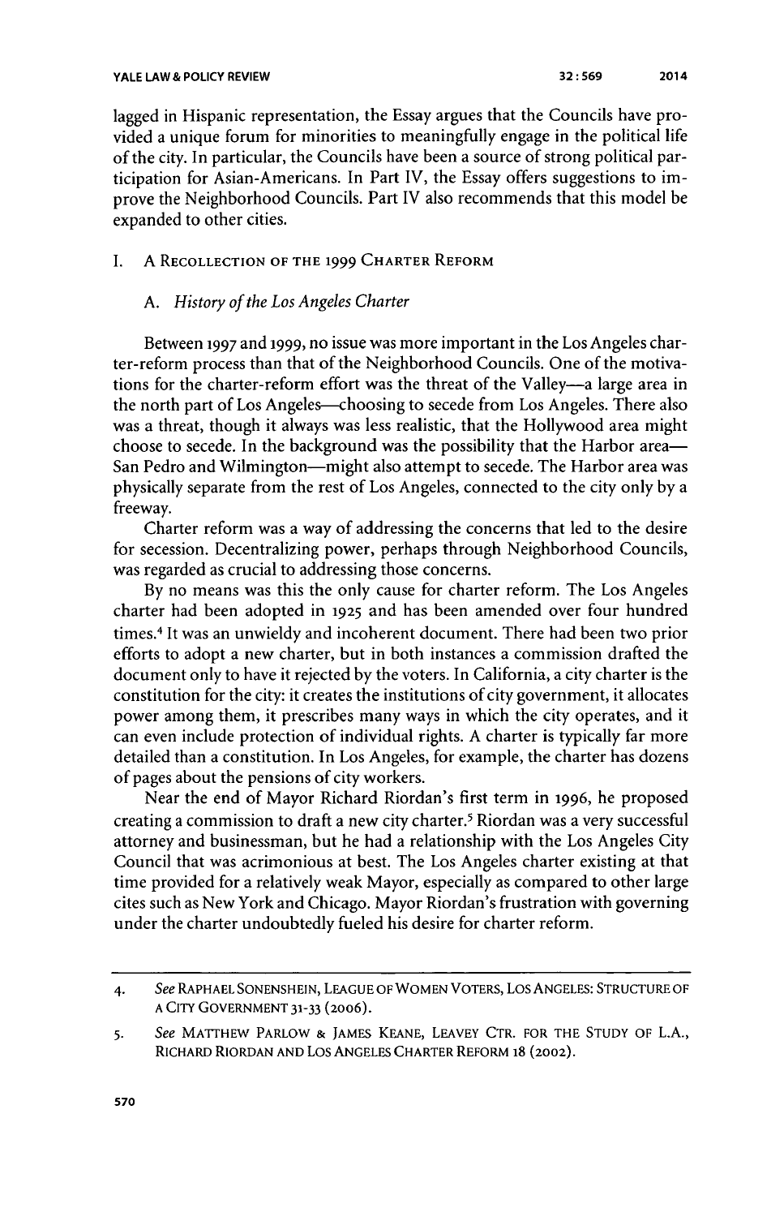lagged in Hispanic representation, the Essay argues that the Councils have provided a unique forum for minorities to meaningfully engage in the political life of the city. In particular, the Councils have been a source of strong political participation for Asian-Americans. In Part IV, the Essay offers suggestions to improve the Neighborhood Councils. Part IV also recommends that this model be expanded to other cities.

## I. A Recollection of the 1999 Charter Reform

### A. *History of the Los Angeles Charter*

Between 1997 and 1999, no issue was more important in the Los Angeles charter-reform process than that of the Neighborhood Councils. One of the motivations for the charter-reform effort was the threat of the Valley—a large area in the north part of Los Angeles—choosing to secede from Los Angeles. There also was a threat, though it always was less realistic, that the Hollywood area might choose to secede. In the background was the possibility that the Harbor area—San Pedro and Wilmington—might also attempt to secede. The Harbor area was physically separate from the rest of Los Angeles, connected to the city only by a freeway.

Charter reform was a way of addressing the concerns that led to the desire for secession. Decentralizing power, perhaps through Neighborhood Councils, was regarded as crucial to addressing those concerns.

By no means was this the only cause for charter reform. The Los Angeles charter had been adopted in 1925 and has been amended over four hundred times.[4] It was an unwieldy and incoherent document. There had been two prior efforts to adopt a new charter, but in both instances a commission drafted the document only to have it rejected by the voters. In California, a city charter is the constitution for the city: it creates the institutions of city government, it allocates power among them, it prescribes many ways in which the city operates, and it can even include protection of individual rights. A charter is typically far more detailed than a constitution. In Los Angeles, for example, the charter has dozens of pages about the pensions of city workers.

Near the end of Mayor Richard Riordan's first term in 1996, he proposed creating a commission to draft a new city charter.[5] Riordan was a very successful attorney and businessman, but he had a relationship with the Los Angeles City Council that was acrimonious at best. The Los Angeles charter existing at that time provided for a relatively weak Mayor, especially as compared to other large cites such as New York and Chicago. Mayor Riordan's frustration with governing under the charter undoubtedly fueled his desire for charter reform.

---

4. *See* Raphael Sonenshein, League of Women Voters, Los Angeles: Structure of a City Government 31-33 (2006).

5. *See* Matthew Parlow & James Keane, Leavey Ctr. for the Study of L.A., Richard Riordan and Los Angeles Charter Reform 18 (2002).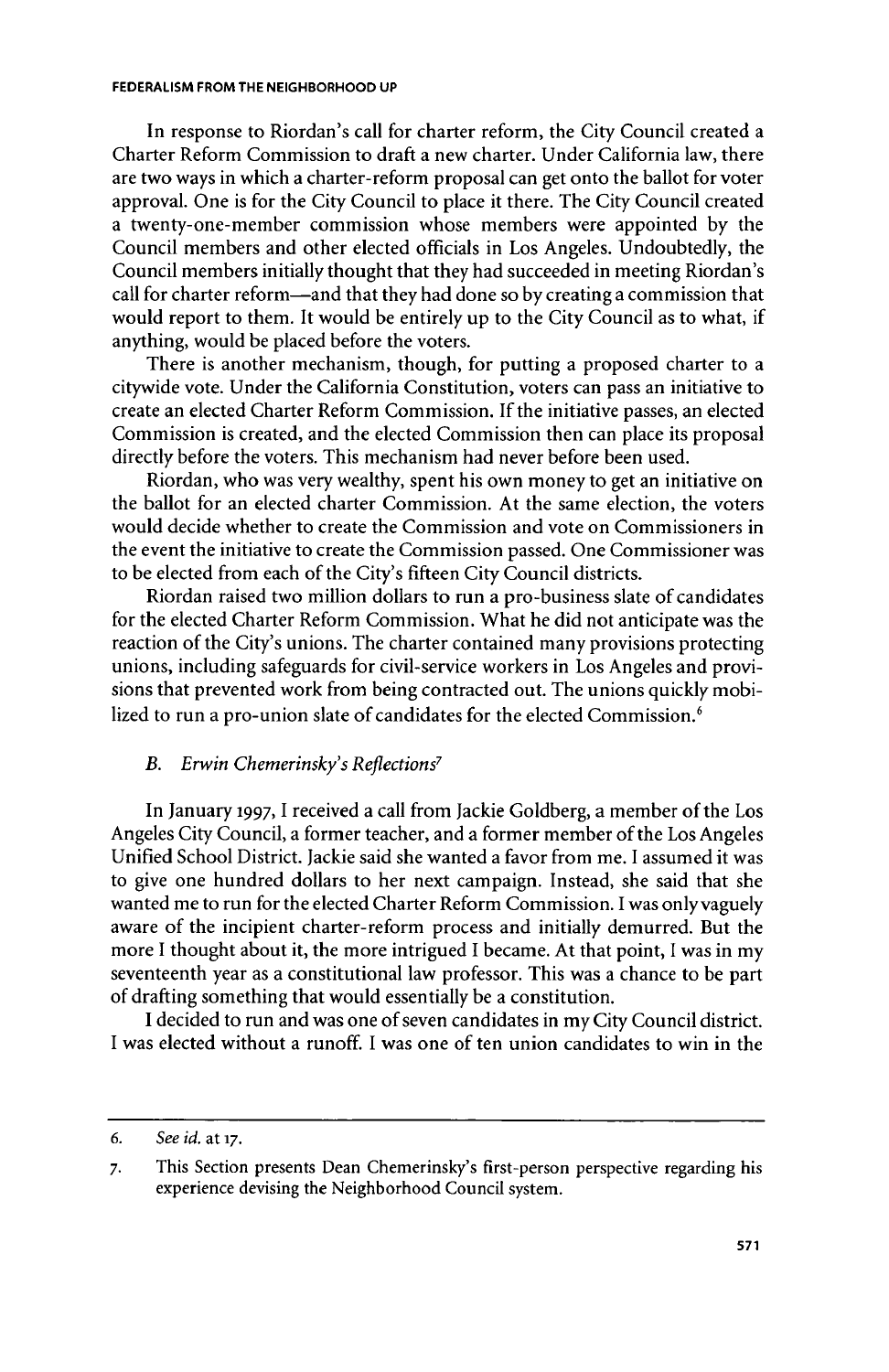In response to Riordan's call for charter reform, the City Council created a Charter Reform Commission to draft a new charter. Under California law, there are two ways in which a charter-reform proposal can get onto the ballot for voter approval. One is for the City Council to place it there. The City Council created a twenty-one-member commission whose members were appointed by the Council members and other elected officials in Los Angeles. Undoubtedly, the Council members initially thought that they had succeeded in meeting Riordan's call for charter reform—and that they had done so by creating a commission that would report to them. It would be entirely up to the City Council as to what, if anything, would be placed before the voters.

There is another mechanism, though, for putting a proposed charter to a citywide vote. Under the California Constitution, voters can pass an initiative to create an elected Charter Reform Commission. If the initiative passes, an elected Commission is created, and the elected Commission then can place its proposal directly before the voters. This mechanism had never before been used.

Riordan, who was very wealthy, spent his own money to get an initiative on the ballot for an elected charter Commission. At the same election, the voters would decide whether to create the Commission and vote on Commissioners in the event the initiative to create the Commission passed. One Commissioner was to be elected from each of the City's fifteen City Council districts.

Riordan raised two million dollars to run a pro-business slate of candidates for the elected Charter Reform Commission. What he did not anticipate was the reaction of the City's unions. The charter contained many provisions protecting unions, including safeguards for civil-service workers in Los Angeles and provisions that prevented work from being contracted out. The unions quickly mobilized to run a pro-union slate of candidates for the elected Commission.[6]

### B. *Erwin Chemerinsky's Reflections*[7]

In January 1997, I received a call from Jackie Goldberg, a member of the Los Angeles City Council, a former teacher, and a former member of the Los Angeles Unified School District. Jackie said she wanted a favor from me. I assumed it was to give one hundred dollars to her next campaign. Instead, she said that she wanted me to run for the elected Charter Reform Commission. I was only vaguely aware of the incipient charter-reform process and initially demurred. But the more I thought about it, the more intrigued I became. At that point, I was in my seventeenth year as a constitutional law professor. This was a chance to be part of drafting something that would essentially be a constitution.

I decided to run and was one of seven candidates in my City Council district. I was elected without a runoff. I was one of ten union candidates to win in the

---

6. *See id.* at 17.

7. This Section presents Dean Chemerinsky's first-person perspective regarding his experience devising the Neighborhood Council system.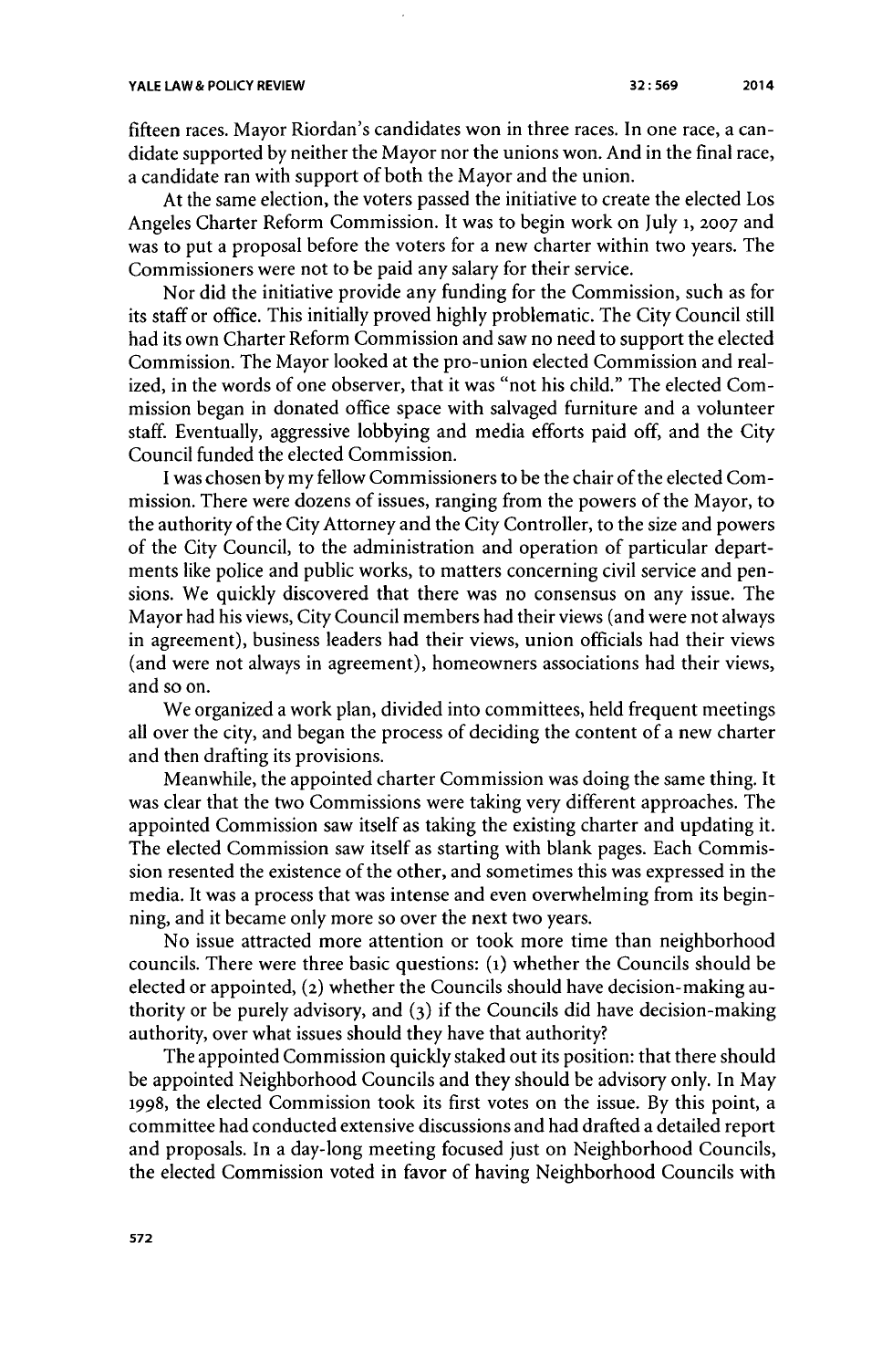fifteen races. Mayor Riordan's candidates won in three races. In one race, a candidate supported by neither the Mayor nor the unions won. And in the final race, a candidate ran with support of both the Mayor and the union.

At the same election, the voters passed the initiative to create the elected Los Angeles Charter Reform Commission. It was to begin work on July 1, 2007 and was to put a proposal before the voters for a new charter within two years. The Commissioners were not to be paid any salary for their service.

Nor did the initiative provide any funding for the Commission, such as for its staff or office. This initially proved highly problematic. The City Council still had its own Charter Reform Commission and saw no need to support the elected Commission. The Mayor looked at the pro-union elected Commission and realized, in the words of one observer, that it was "not his child." The elected Commission began in donated office space with salvaged furniture and a volunteer staff. Eventually, aggressive lobbying and media efforts paid off, and the City Council funded the elected Commission.

I was chosen by my fellow Commissioners to be the chair of the elected Commission. There were dozens of issues, ranging from the powers of the Mayor, to the authority of the City Attorney and the City Controller, to the size and powers of the City Council, to the administration and operation of particular departments like police and public works, to matters concerning civil service and pensions. We quickly discovered that there was no consensus on any issue. The Mayor had his views, City Council members had their views (and were not always in agreement), business leaders had their views, union officials had their views (and were not always in agreement), homeowners associations had their views, and so on.

We organized a work plan, divided into committees, held frequent meetings all over the city, and began the process of deciding the content of a new charter and then drafting its provisions.

Meanwhile, the appointed charter Commission was doing the same thing. It was clear that the two Commissions were taking very different approaches. The appointed Commission saw itself as taking the existing charter and updating it. The elected Commission saw itself as starting with blank pages. Each Commission resented the existence of the other, and sometimes this was expressed in the media. It was a process that was intense and even overwhelming from its beginning, and it became only more so over the next two years.

No issue attracted more attention or took more time than neighborhood councils. There were three basic questions: (1) whether the Councils should be elected or appointed, (2) whether the Councils should have decision-making authority or be purely advisory, and (3) if the Councils did have decision-making authority, over what issues should they have that authority?

The appointed Commission quickly staked out its position: that there should be appointed Neighborhood Councils and they should be advisory only. In May 1998, the elected Commission took its first votes on the issue. By this point, a committee had conducted extensive discussions and had drafted a detailed report and proposals. In a day-long meeting focused just on Neighborhood Councils, the elected Commission voted in favor of having Neighborhood Councils with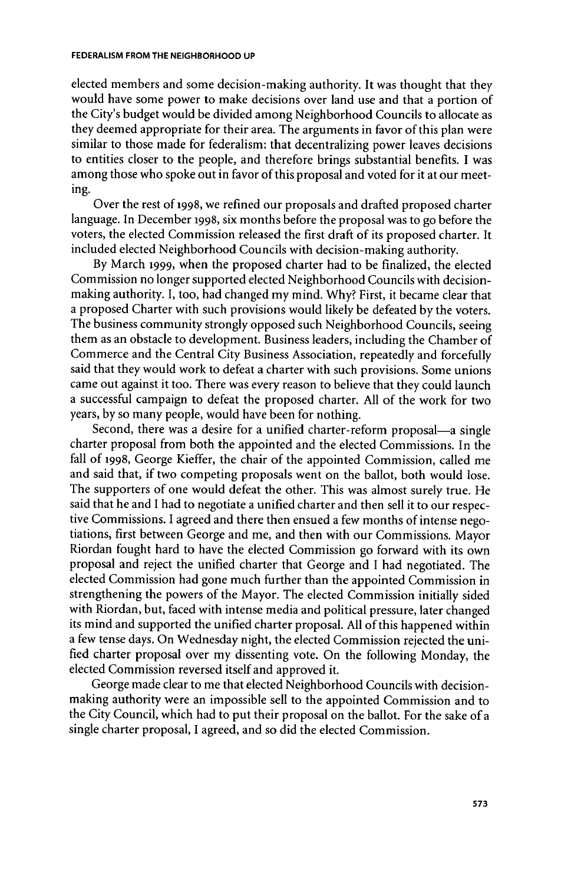elected members and some decision-making authority. It was thought that they would have some power to make decisions over land use and that a portion of the City's budget would be divided among Neighborhood Councils to allocate as they deemed appropriate for their area. The arguments in favor of this plan were similar to those made for federalism: that decentralizing power leaves decisions to entities closer to the people, and therefore brings substantial benefits. I was among those who spoke out in favor of this proposal and voted for it at our meeting.

Over the rest of 1998, we refined our proposals and drafted proposed charter language. In December 1998, six months before the proposal was to go before the voters, the elected Commission released the first draft of its proposed charter. It included elected Neighborhood Councils with decision-making authority.

By March 1999, when the proposed charter had to be finalized, the elected Commission no longer supported elected Neighborhood Councils with decision-making authority. I, too, had changed my mind. Why? First, it became clear that a proposed Charter with such provisions would likely be defeated by the voters. The business community strongly opposed such Neighborhood Councils, seeing them as an obstacle to development. Business leaders, including the Chamber of Commerce and the Central City Business Association, repeatedly and forcefully said that they would work to defeat a charter with such provisions. Some unions came out against it too. There was every reason to believe that they could launch a successful campaign to defeat the proposed charter. All of the work for two years, by so many people, would have been for nothing.

Second, there was a desire for a unified charter-reform proposal—a single charter proposal from both the appointed and the elected Commissions. In the fall of 1998, George Kieffer, the chair of the appointed Commission, called me and said that, if two competing proposals went on the ballot, both would lose. The supporters of one would defeat the other. This was almost surely true. He said that he and I had to negotiate a unified charter and then sell it to our respective Commissions. I agreed and there then ensued a few months of intense negotiations, first between George and me, and then with our Commissions. Mayor Riordan fought hard to have the elected Commission go forward with its own proposal and reject the unified charter that George and I had negotiated. The elected Commission had gone much further than the appointed Commission in strengthening the powers of the Mayor. The elected Commission initially sided with Riordan, but, faced with intense media and political pressure, later changed its mind and supported the unified charter proposal. All of this happened within a few tense days. On Wednesday night, the elected Commission rejected the unified charter proposal over my dissenting vote. On the following Monday, the elected Commission reversed itself and approved it.

George made clear to me that elected Neighborhood Councils with decision-making authority were an impossible sell to the appointed Commission and to the City Council, which had to put their proposal on the ballot. For the sake of a single charter proposal, I agreed, and so did the elected Commission.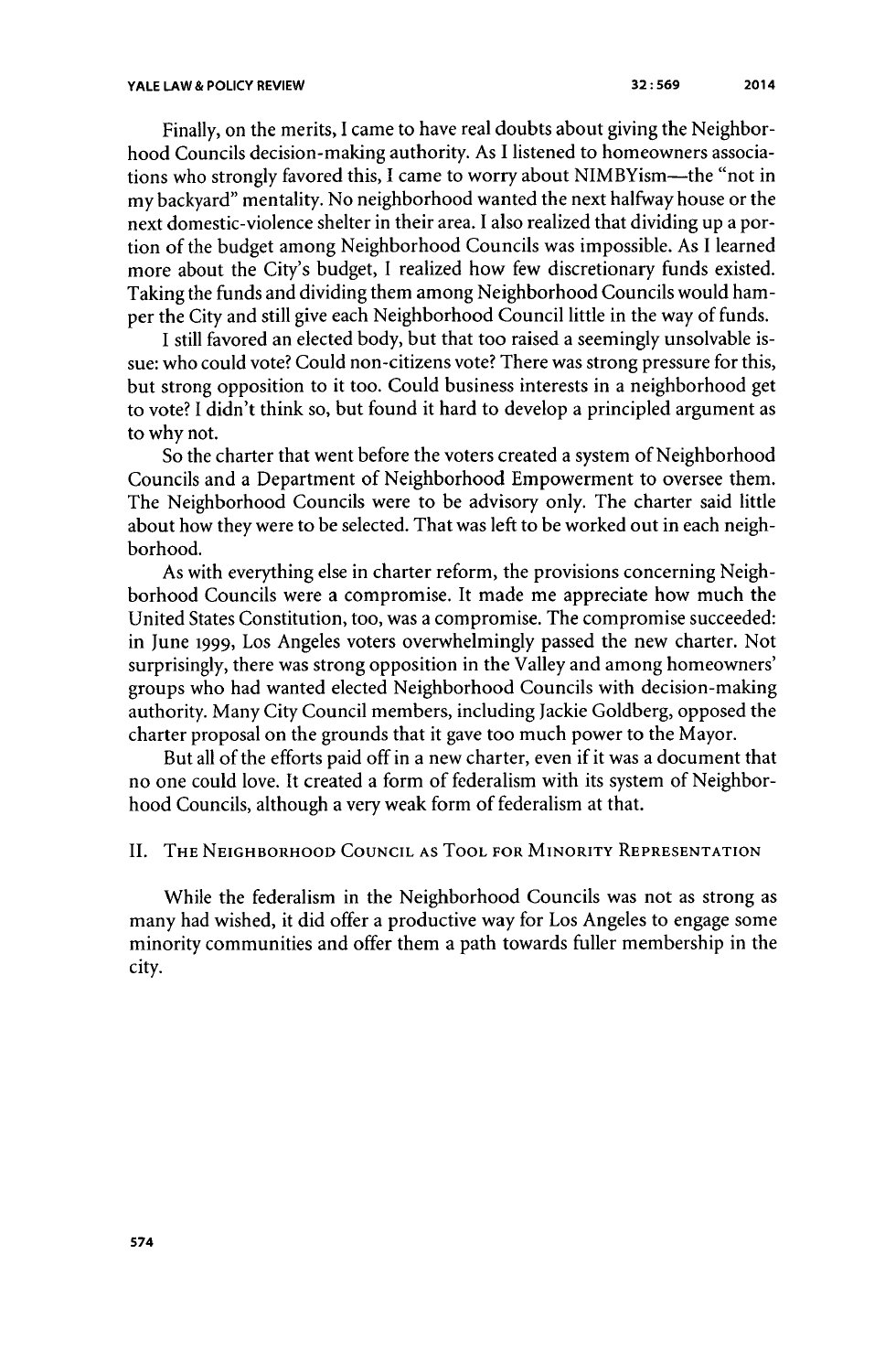Finally, on the merits, I came to have real doubts about giving the Neighborhood Councils decision-making authority. As I listened to homeowners associations who strongly favored this, I came to worry about NIMBYism—the "not in my backyard" mentality. No neighborhood wanted the next halfway house or the next domestic-violence shelter in their area. I also realized that dividing up a portion of the budget among Neighborhood Councils was impossible. As I learned more about the City's budget, I realized how few discretionary funds existed. Taking the funds and dividing them among Neighborhood Councils would hamper the City and still give each Neighborhood Council little in the way of funds.

I still favored an elected body, but that too raised a seemingly unsolvable issue: who could vote? Could non-citizens vote? There was strong pressure for this, but strong opposition to it too. Could business interests in a neighborhood get to vote? I didn't think so, but found it hard to develop a principled argument as to why not.

So the charter that went before the voters created a system of Neighborhood Councils and a Department of Neighborhood Empowerment to oversee them. The Neighborhood Councils were to be advisory only. The charter said little about how they were to be selected. That was left to be worked out in each neighborhood.

As with everything else in charter reform, the provisions concerning Neighborhood Councils were a compromise. It made me appreciate how much the United States Constitution, too, was a compromise. The compromise succeeded: in June 1999, Los Angeles voters overwhelmingly passed the new charter. Not surprisingly, there was strong opposition in the Valley and among homeowners' groups who had wanted elected Neighborhood Councils with decision-making authority. Many City Council members, including Jackie Goldberg, opposed the charter proposal on the grounds that it gave too much power to the Mayor.

But all of the efforts paid off in a new charter, even if it was a document that no one could love. It created a form of federalism with its system of Neighborhood Councils, although a very weak form of federalism at that.

## II. The Neighborhood Council as Tool for Minority Representation

While the federalism in the Neighborhood Councils was not as strong as many had wished, it did offer a productive way for Los Angeles to engage some minority communities and offer them a path towards fuller membership in the city.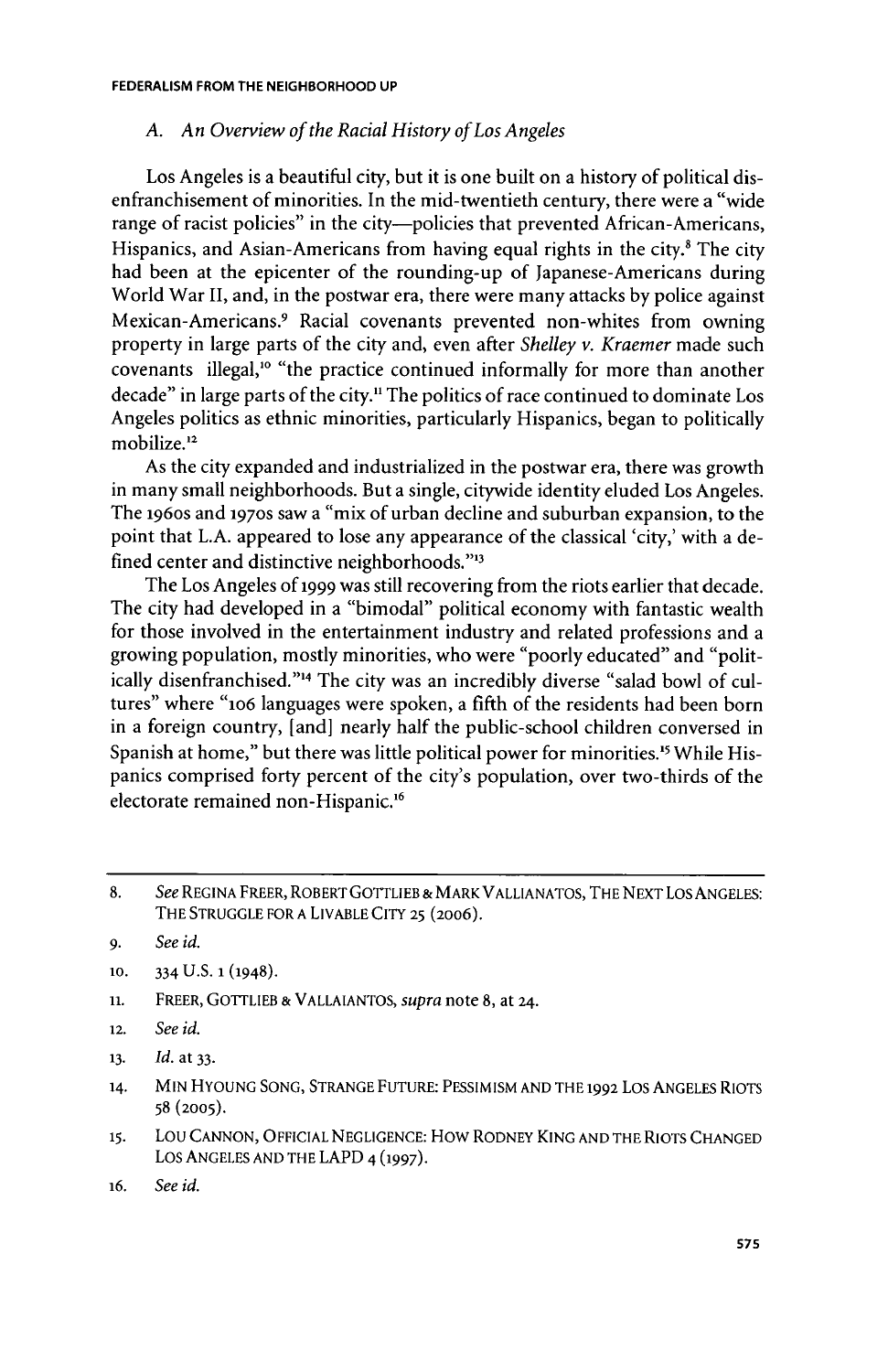### A. An Overview of the Racial History of Los Angeles

Los Angeles is a beautiful city, but it is one built on a history of political disenfranchisement of minorities. In the mid-twentieth century, there were a "wide range of racist policies" in the city—policies that prevented African-Americans, Hispanics, and Asian-Americans from having equal rights in the city.[8] The city had been at the epicenter of the rounding-up of Japanese-Americans during World War II, and, in the postwar era, there were many attacks by police against Mexican-Americans.[9] Racial covenants prevented non-whites from owning property in large parts of the city and, even after *Shelley v. Kraemer* made such covenants illegal,[10] "the practice continued informally for more than another decade" in large parts of the city.[11] The politics of race continued to dominate Los Angeles politics as ethnic minorities, particularly Hispanics, began to politically mobilize.[12]

As the city expanded and industrialized in the postwar era, there was growth in many small neighborhoods. But a single, citywide identity eluded Los Angeles. The 1960s and 1970s saw a "mix of urban decline and suburban expansion, to the point that L.A. appeared to lose any appearance of the classical 'city,' with a defined center and distinctive neighborhoods."[13]

The Los Angeles of 1999 was still recovering from the riots earlier that decade. The city had developed in a "bimodal" political economy with fantastic wealth for those involved in the entertainment industry and related professions and a growing population, mostly minorities, who were "poorly educated" and "politically disenfranchised."[14] The city was an incredibly diverse "salad bowl of cultures" where "106 languages were spoken, a fifth of the residents had been born in a foreign country, [and] nearly half the public-school children conversed in Spanish at home," but there was little political power for minorities.[15] While Hispanics comprised forty percent of the city's population, over two-thirds of the electorate remained non-Hispanic.[16]

---

8. *See* REGINA FREER, ROBERT GOTTLIEB & MARK VALLIANATOS, THE NEXT LOS ANGELES: THE STRUGGLE FOR A LIVABLE CITY 25 (2006).
9. *See id.*
10. 334 U.S. 1 (1948).
11. FREER, GOTTLIEB & VALLAIANTOS, *supra* note 8, at 24.
12. *See id.*
13. *Id.* at 33.
14. MIN HYOUNG SONG, STRANGE FUTURE: PESSIMISM AND THE 1992 LOS ANGELES RIOTS 58 (2005).
15. LOU CANNON, OFFICIAL NEGLIGENCE: HOW RODNEY KING AND THE RIOTS CHANGED LOS ANGELES AND THE LAPD 4 (1997).
16. *See id.*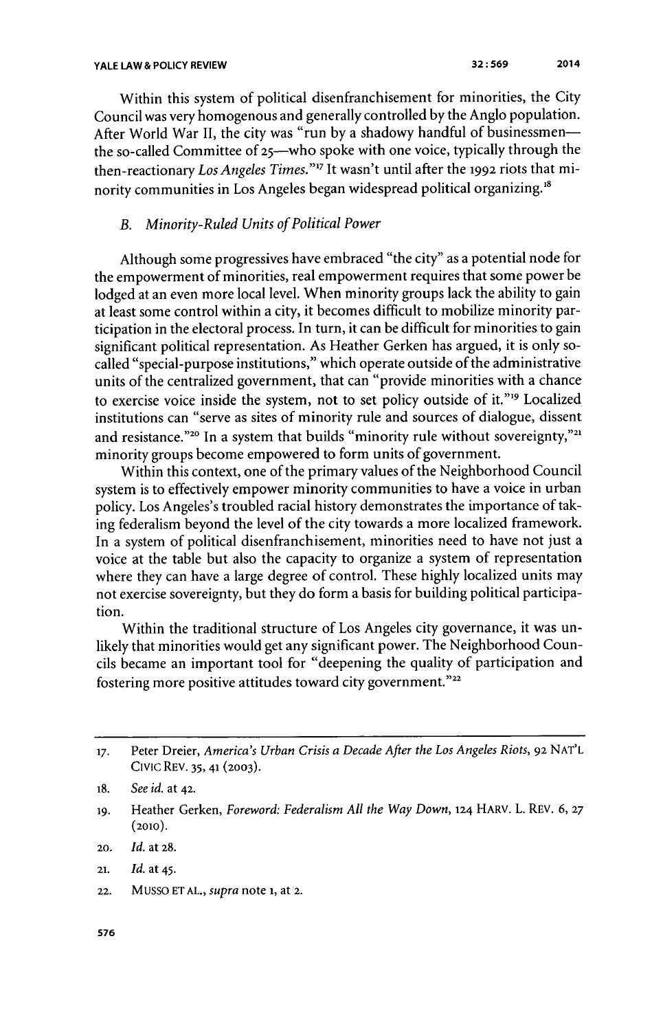Within this system of political disenfranchisement for minorities, the City Council was very homogenous and generally controlled by the Anglo population. After World War II, the city was "run by a shadowy handful of businessmen—the so-called Committee of 25—who spoke with one voice, typically through the then-reactionary *Los Angeles Times*."[17] It wasn't until after the 1992 riots that minority communities in Los Angeles began widespread political organizing.[18]

### B. *Minority-Ruled Units of Political Power*

Although some progressives have embraced "the city" as a potential node for the empowerment of minorities, real empowerment requires that some power be lodged at an even more local level. When minority groups lack the ability to gain at least some control within a city, it becomes difficult to mobilize minority participation in the electoral process. In turn, it can be difficult for minorities to gain significant political representation. As Heather Gerken has argued, it is only so-called "special-purpose institutions," which operate outside of the administrative units of the centralized government, that can "provide minorities with a chance to exercise voice inside the system, not to set policy outside of it."[19] Localized institutions can "serve as sites of minority rule and sources of dialogue, dissent and resistance."[20] In a system that builds "minority rule without sovereignty,"[21] minority groups become empowered to form units of government.

Within this context, one of the primary values of the Neighborhood Council system is to effectively empower minority communities to have a voice in urban policy. Los Angeles's troubled racial history demonstrates the importance of taking federalism beyond the level of the city towards a more localized framework. In a system of political disenfranchisement, minorities need to have not just a voice at the table but also the capacity to organize a system of representation where they can have a large degree of control. These highly localized units may not exercise sovereignty, but they do form a basis for building political participation.

Within the traditional structure of Los Angeles city governance, it was unlikely that minorities would get any significant power. The Neighborhood Councils became an important tool for "deepening the quality of participation and fostering more positive attitudes toward city government."[22]

---

17. Peter Dreier, *America's Urban Crisis a Decade After the Los Angeles Riots*, 92 NAT'L CIVIC REV. 35, 41 (2003).
18. *See id.* at 42.
19. Heather Gerken, *Foreword: Federalism All the Way Down*, 124 HARV. L. REV. 6, 27 (2010).
20. *Id.* at 28.
21. *Id.* at 45.
22. MUSSO ET AL., *supra* note 1, at 2.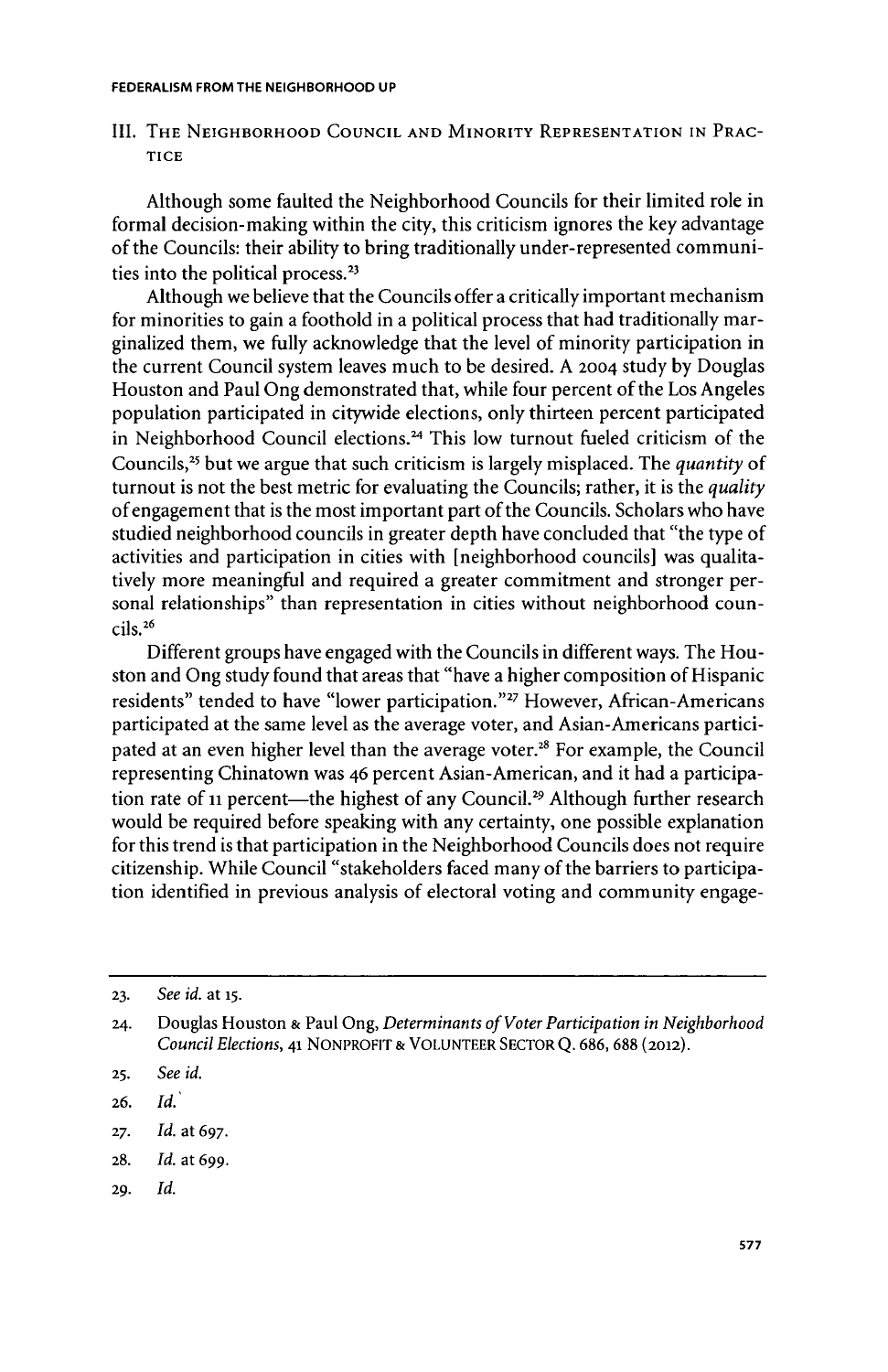## III. The Neighborhood Council and Minority Representation in Practice

Although some faulted the Neighborhood Councils for their limited role in formal decision-making within the city, this criticism ignores the key advantage of the Councils: their ability to bring traditionally under-represented communities into the political process.[23]

Although we believe that the Councils offer a critically important mechanism for minorities to gain a foothold in a political process that had traditionally marginalized them, we fully acknowledge that the level of minority participation in the current Council system leaves much to be desired. A 2004 study by Douglas Houston and Paul Ong demonstrated that, while four percent of the Los Angeles population participated in citywide elections, only thirteen percent participated in Neighborhood Council elections.[24] This low turnout fueled criticism of the Councils,[25] but we argue that such criticism is largely misplaced. The *quantity* of turnout is not the best metric for evaluating the Councils; rather, it is the *quality* of engagement that is the most important part of the Councils. Scholars who have studied neighborhood councils in greater depth have concluded that "the type of activities and participation in cities with [neighborhood councils] was qualitatively more meaningful and required a greater commitment and stronger personal relationships" than representation in cities without neighborhood councils.[26]

Different groups have engaged with the Councils in different ways. The Houston and Ong study found that areas that "have a higher composition of Hispanic residents" tended to have "lower participation."[27] However, African-Americans participated at the same level as the average voter, and Asian-Americans participated at an even higher level than the average voter.[28] For example, the Council representing Chinatown was 46 percent Asian-American, and it had a participation rate of 11 percent—the highest of any Council.[29] Although further research would be required before speaking with any certainty, one possible explanation for this trend is that participation in the Neighborhood Councils does not require citizenship. While Council "stakeholders faced many of the barriers to participation identified in previous analysis of electoral voting and community engage-

---

23. *See id.* at 15.

24. Douglas Houston & Paul Ong, *Determinants of Voter Participation in Neighborhood Council Elections*, 41 Nonprofit & Volunteer Sector Q. 686, 688 (2012).

25. *See id.*

26. *Id.*

27. *Id.* at 697.

28. *Id.* at 699.

29. *Id.*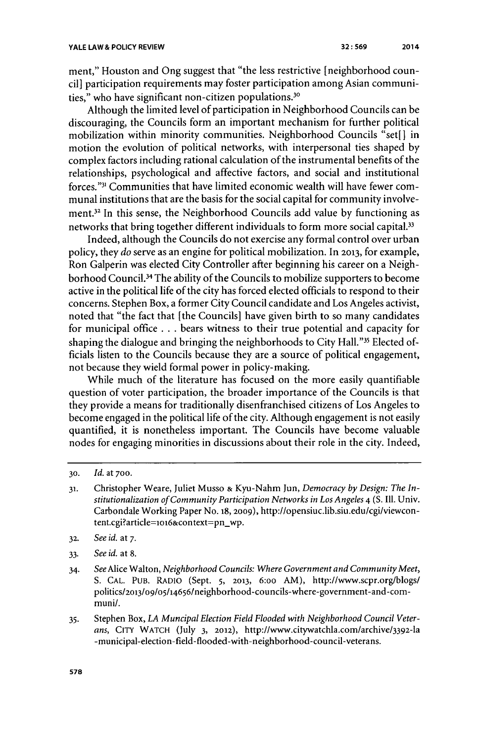ment," Houston and Ong suggest that "the less restrictive [neighborhood council] participation requirements may foster participation among Asian communities," who have significant non-citizen populations.[30]

Although the limited level of participation in Neighborhood Councils can be discouraging, the Councils form an important mechanism for further political mobilization within minority communities. Neighborhood Councils "set[] in motion the evolution of political networks, with interpersonal ties shaped by complex factors including rational calculation of the instrumental benefits of the relationships, psychological and affective factors, and social and institutional forces."[31] Communities that have limited economic wealth will have fewer communal institutions that are the basis for the social capital for community involvement.[32] In this sense, the Neighborhood Councils add value by functioning as networks that bring together different individuals to form more social capital.[33]

Indeed, although the Councils do not exercise any formal control over urban policy, they *do* serve as an engine for political mobilization. In 2013, for example, Ron Galperin was elected City Controller after beginning his career on a Neighborhood Council.[34] The ability of the Councils to mobilize supporters to become active in the political life of the city has forced elected officials to respond to their concerns. Stephen Box, a former City Council candidate and Los Angeles activist, noted that "the fact that [the Councils] have given birth to so many candidates for municipal office . . . bears witness to their true potential and capacity for shaping the dialogue and bringing the neighborhoods to City Hall."[35] Elected officials listen to the Councils because they are a source of political engagement, not because they wield formal power in policy-making.

While much of the literature has focused on the more easily quantifiable question of voter participation, the broader importance of the Councils is that they provide a means for traditionally disenfranchised citizens of Los Angeles to become engaged in the political life of the city. Although engagement is not easily quantified, it is nonetheless important. The Councils have become valuable nodes for engaging minorities in discussions about their role in the city. Indeed,

---

30. *Id.* at 700.

31. Christopher Weare, Juliet Musso & Kyu-Nahm Jun, *Democracy by Design: The Institutionalization of Community Participation Networks in Los Angeles* 4 (S. Ill. Univ. Carbondale Working Paper No. 18, 2009), http://opensiuc.lib.siu.edu/cgi/viewcontent.cgi?article=1016&context=pn_wp.

32. *See id.* at 7.

33. *See id.* at 8.

34. *See* Alice Walton, *Neighborhood Councils: Where Government and Community Meet*, S. CAL. PUB. RADIO (Sept. 5, 2013, 6:00 AM), http://www.scpr.org/blogs/politics/2013/09/05/14656/neighborhood-councils-where-government-and-communi/.

35. Stephen Box, *LA Muncipal Election Field Flooded with Neighborhood Council Veterans*, CITY WATCH (July 3, 2012), http://www.citywatchla.com/archive/3392-la-municipal-election-field-flooded-with-neighborhood-council-veterans.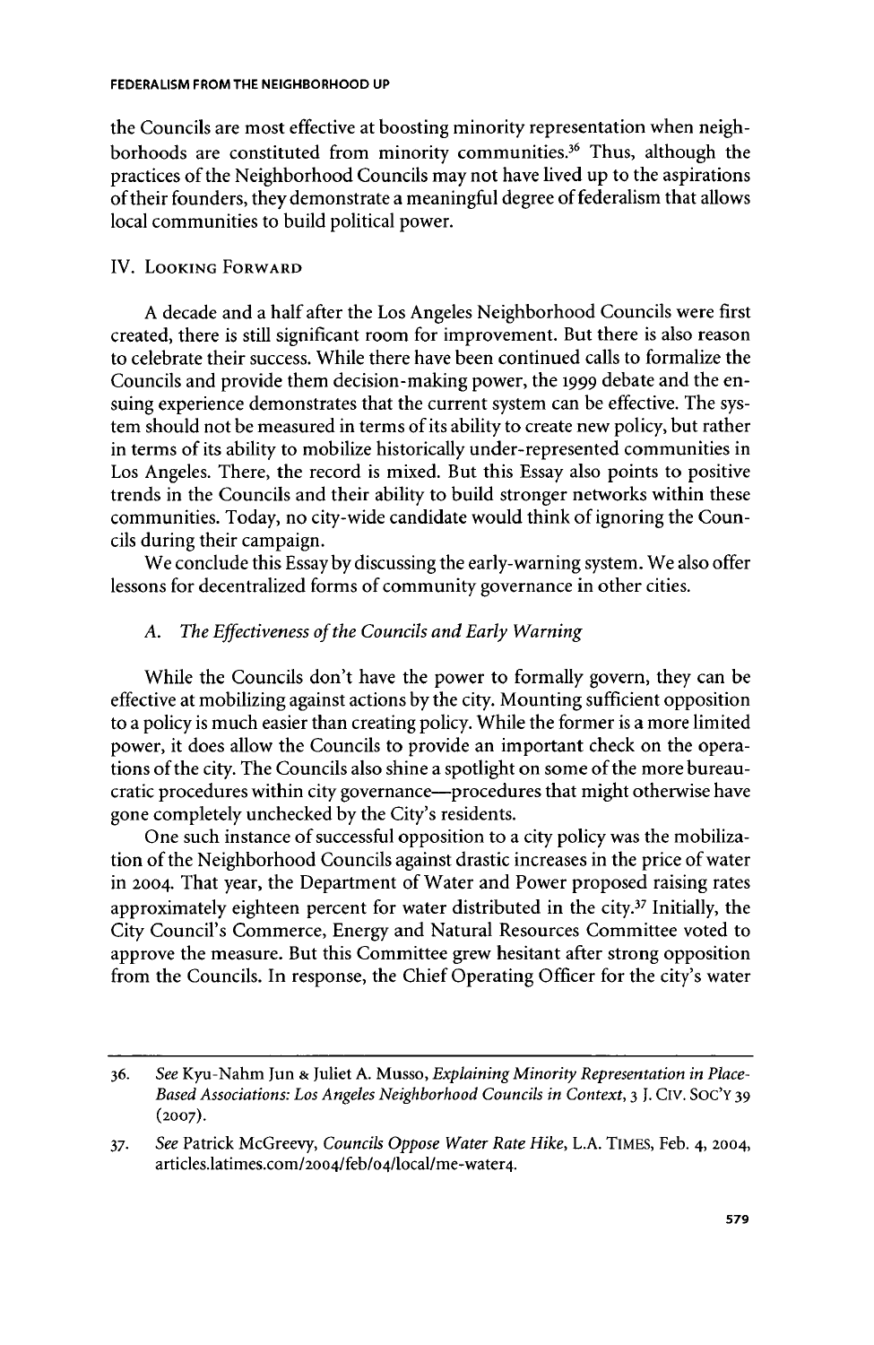the Councils are most effective at boosting minority representation when neighborhoods are constituted from minority communities.[36] Thus, although the practices of the Neighborhood Councils may not have lived up to the aspirations of their founders, they demonstrate a meaningful degree of federalism that allows local communities to build political power.

## IV. Looking Forward

A decade and a half after the Los Angeles Neighborhood Councils were first created, there is still significant room for improvement. But there is also reason to celebrate their success. While there have been continued calls to formalize the Councils and provide them decision-making power, the 1999 debate and the ensuing experience demonstrates that the current system can be effective. The system should not be measured in terms of its ability to create new policy, but rather in terms of its ability to mobilize historically under-represented communities in Los Angeles. There, the record is mixed. But this Essay also points to positive trends in the Councils and their ability to build stronger networks within these communities. Today, no city-wide candidate would think of ignoring the Councils during their campaign.

We conclude this Essay by discussing the early-warning system. We also offer lessons for decentralized forms of community governance in other cities.

### A. *The Effectiveness of the Councils and Early Warning*

While the Councils don't have the power to formally govern, they can be effective at mobilizing against actions by the city. Mounting sufficient opposition to a policy is much easier than creating policy. While the former is a more limited power, it does allow the Councils to provide an important check on the operations of the city. The Councils also shine a spotlight on some of the more bureaucratic procedures within city governance—procedures that might otherwise have gone completely unchecked by the City's residents.

One such instance of successful opposition to a city policy was the mobilization of the Neighborhood Councils against drastic increases in the price of water in 2004. That year, the Department of Water and Power proposed raising rates approximately eighteen percent for water distributed in the city.[37] Initially, the City Council's Commerce, Energy and Natural Resources Committee voted to approve the measure. But this Committee grew hesitant after strong opposition from the Councils. In response, the Chief Operating Officer for the city's water

---

36. *See* Kyu-Nahm Jun & Juliet A. Musso, *Explaining Minority Representation in Place-Based Associations: Los Angeles Neighborhood Councils in Context*, 3 J. Civ. Soc'y 39 (2007).

37. *See* Patrick McGreevy, *Councils Oppose Water Rate Hike*, L.A. Times, Feb. 4, 2004, articles.latimes.com/2004/feb/04/local/me-water4.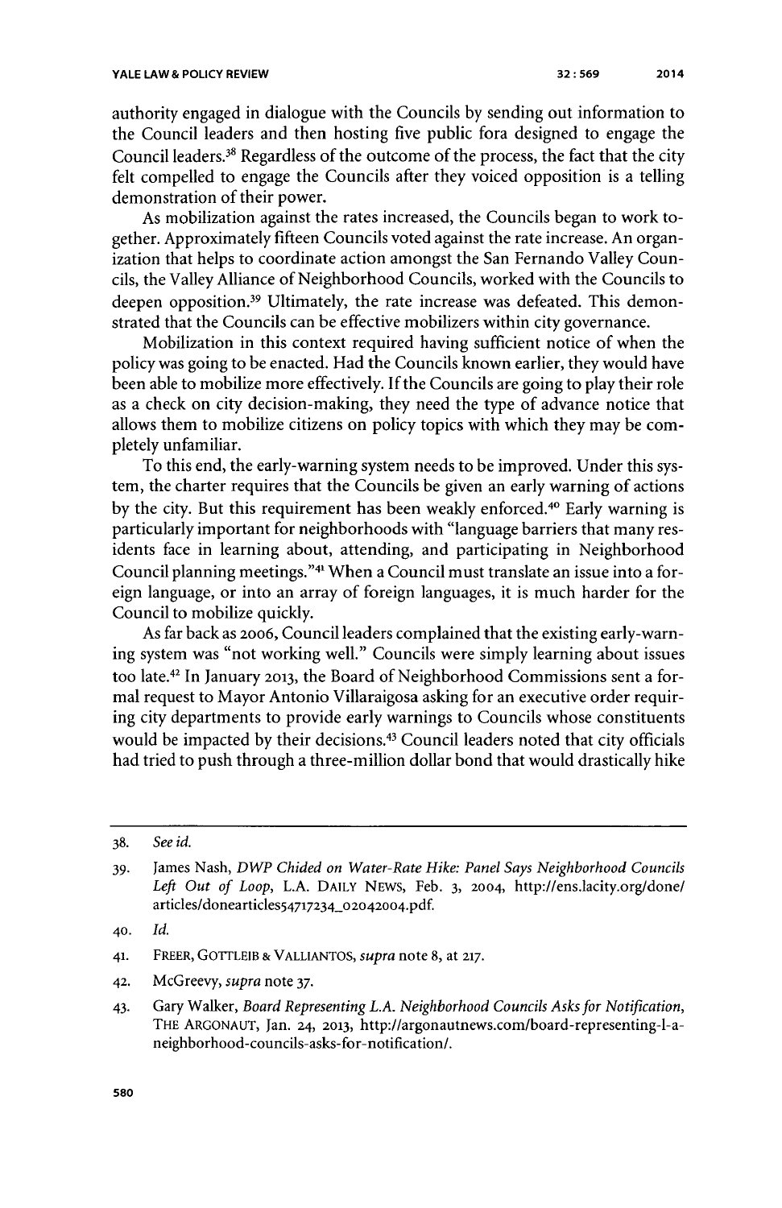authority engaged in dialogue with the Councils by sending out information to the Council leaders and then hosting five public fora designed to engage the Council leaders.[38] Regardless of the outcome of the process, the fact that the city felt compelled to engage the Councils after they voiced opposition is a telling demonstration of their power.

As mobilization against the rates increased, the Councils began to work together. Approximately fifteen Councils voted against the rate increase. An organization that helps to coordinate action amongst the San Fernando Valley Councils, the Valley Alliance of Neighborhood Councils, worked with the Councils to deepen opposition.[39] Ultimately, the rate increase was defeated. This demonstrated that the Councils can be effective mobilizers within city governance.

Mobilization in this context required having sufficient notice of when the policy was going to be enacted. Had the Councils known earlier, they would have been able to mobilize more effectively. If the Councils are going to play their role as a check on city decision-making, they need the type of advance notice that allows them to mobilize citizens on policy topics with which they may be completely unfamiliar.

To this end, the early-warning system needs to be improved. Under this system, the charter requires that the Councils be given an early warning of actions by the city. But this requirement has been weakly enforced.[40] Early warning is particularly important for neighborhoods with "language barriers that many residents face in learning about, attending, and participating in Neighborhood Council planning meetings."[41] When a Council must translate an issue into a foreign language, or into an array of foreign languages, it is much harder for the Council to mobilize quickly.

As far back as 2006, Council leaders complained that the existing early-warning system was "not working well." Councils were simply learning about issues too late.[42] In January 2013, the Board of Neighborhood Commissions sent a formal request to Mayor Antonio Villaraigosa asking for an executive order requiring city departments to provide early warnings to Councils whose constituents would be impacted by their decisions.[43] Council leaders noted that city officials had tried to push through a three-million dollar bond that would drastically hike

---

38. *See id.*

39. James Nash, *DWP Chided on Water-Rate Hike: Panel Says Neighborhood Councils Left Out of Loop*, L.A. DAILY NEWS, Feb. 3, 2004, http://ens.lacity.org/done/articles/donearticles54717234_02042004.pdf.

40. *Id.*

41. FREER, GOTTLEIB & VALLIANTOS, *supra* note 8, at 217.

42. McGreevy, *supra* note 37.

43. Gary Walker, *Board Representing L.A. Neighborhood Councils Asks for Notification*, THE ARGONAUT, Jan. 24, 2013, http://argonautnews.com/board-representing-l-a-neighborhood-councils-asks-for-notification/.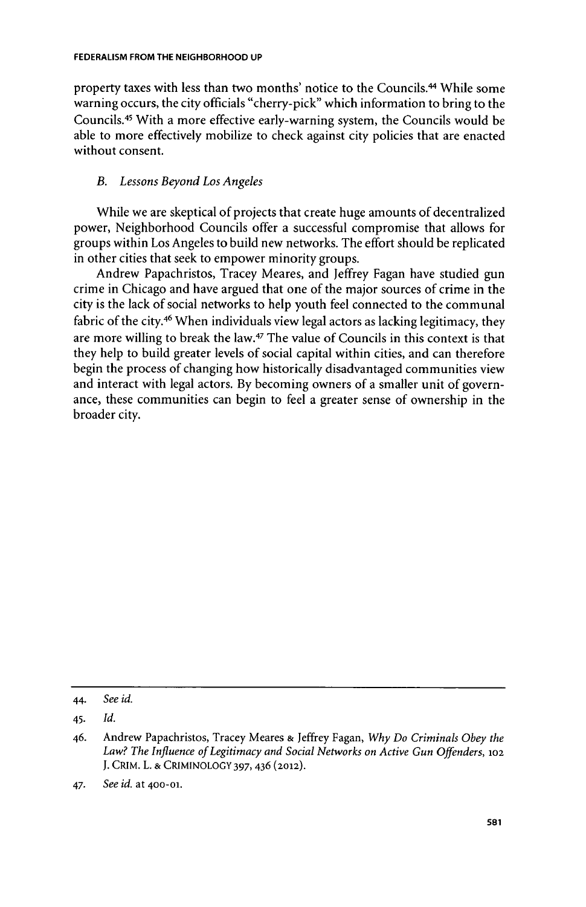property taxes with less than two months' notice to the Councils.[44] While some warning occurs, the city officials "cherry-pick" which information to bring to the Councils.[45] With a more effective early-warning system, the Councils would be able to more effectively mobilize to check against city policies that are enacted without consent.

### *B. Lessons Beyond Los Angeles*

While we are skeptical of projects that create huge amounts of decentralized power, Neighborhood Councils offer a successful compromise that allows for groups within Los Angeles to build new networks. The effort should be replicated in other cities that seek to empower minority groups.

Andrew Papachristos, Tracey Meares, and Jeffrey Fagan have studied gun crime in Chicago and have argued that one of the major sources of crime in the city is the lack of social networks to help youth feel connected to the communal fabric of the city.[46] When individuals view legal actors as lacking legitimacy, they are more willing to break the law.[47] The value of Councils in this context is that they help to build greater levels of social capital within cities, and can therefore begin the process of changing how historically disadvantaged communities view and interact with legal actors. By becoming owners of a smaller unit of governance, these communities can begin to feel a greater sense of ownership in the broader city.

---

44. *See id.*

45. *Id.*

46. Andrew Papachristos, Tracey Meares & Jeffrey Fagan, *Why Do Criminals Obey the Law? The Influence of Legitimacy and Social Networks on Active Gun Offenders*, 102 J. CRIM. L. & CRIMINOLOGY 397, 436 (2012).

47. *See id.* at 400-01.